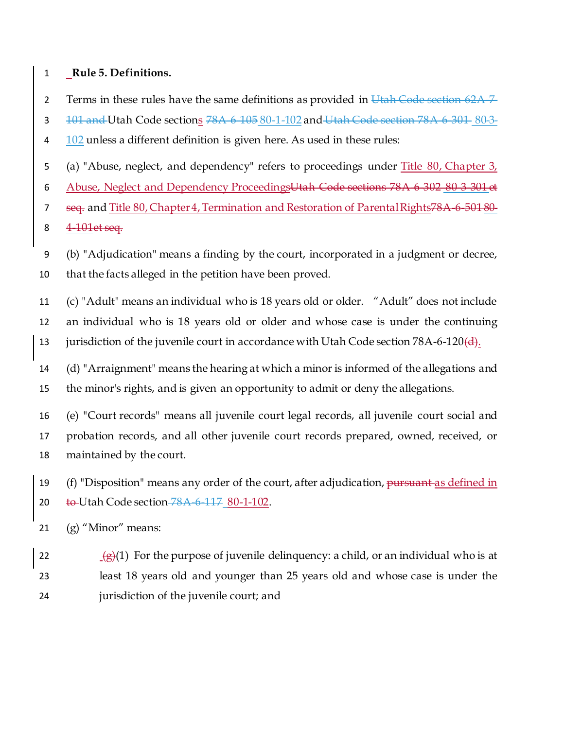**Rule 5. Definitions.**

Terms in these rules have the same definitions as provided in ~~Utah Code section 62A-7-101 and~~ Utah Code sections ~~78A-6-105~~ 80-1-102 and ~~Utah Code section 78A-6-301~~ 80-3-102 unless a different definition is given here. As used in these rules:

(a) "Abuse, neglect, and dependency" refers to proceedings under Title 80, Chapter 3, Abuse, Neglect and Dependency Proceedings~~Utah Code sections 78A-6-302~~ 80-3-301 ~~et seq.~~ and Title 80, Chapter 4, Termination and Restoration of Parental Rights~~78A-6-501~~ 80-4-101~~et seq.~~

(b) "Adjudication" means a finding by the court, incorporated in a judgment or decree, that the facts alleged in the petition have been proved.

(c) "Adult" means an individual who is 18 years old or older. "Adult" does not include an individual who is 18 years old or older and whose case is under the continuing jurisdiction of the juvenile court in accordance with Utah Code section 78A-6-120~~(d)~~.

(d) "Arraignment" means the hearing at which a minor is informed of the allegations and the minor's rights, and is given an opportunity to admit or deny the allegations.

(e) "Court records" means all juvenile court legal records, all juvenile court social and probation records, and all other juvenile court records prepared, owned, received, or maintained by the court.

(f) "Disposition" means any order of the court, after adjudication, ~~pursuant~~ as defined in ~~to~~ Utah Code section ~~78A-6-117~~ 80-1-102.

(g) "Minor" means:

~~(g)~~(1) For the purpose of juvenile delinquency: a child, or an individual who is at least 18 years old and younger than 25 years old and whose case is under the jurisdiction of the juvenile court; and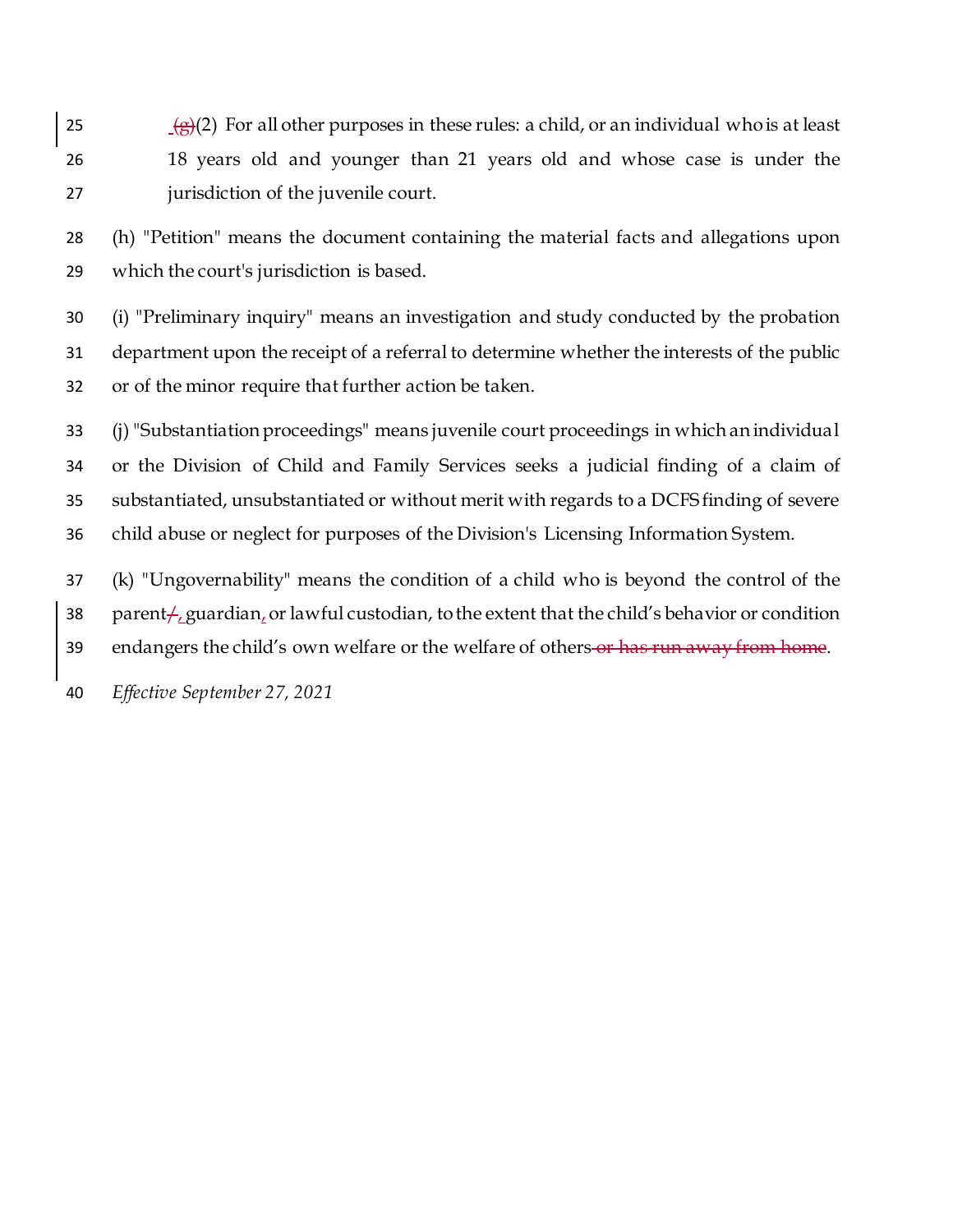~~(g)~~(2) For all other purposes in these rules: a child, or an individual who is at least 18 years old and younger than 21 years old and whose case is under the jurisdiction of the juvenile court.

(h) "Petition" means the document containing the material facts and allegations upon which the court's jurisdiction is based.

(i) "Preliminary inquiry" means an investigation and study conducted by the probation department upon the receipt of a referral to determine whether the interests of the public or of the minor require that further action be taken.

(j) "Substantiation proceedings" means juvenile court proceedings in which an individual or the Division of Child and Family Services seeks a judicial finding of a claim of substantiated, unsubstantiated or without merit with regards to a DCFS finding of severe child abuse or neglect for purposes of the Division's Licensing Information System.

(k) "Ungovernability" means the condition of a child who is beyond the control of the parent~~/~~, guardian, or lawful custodian, to the extent that the child's behavior or condition endangers the child's own welfare or the welfare of others~~ or has run away from home~~.

*Effective September 27, 2021*